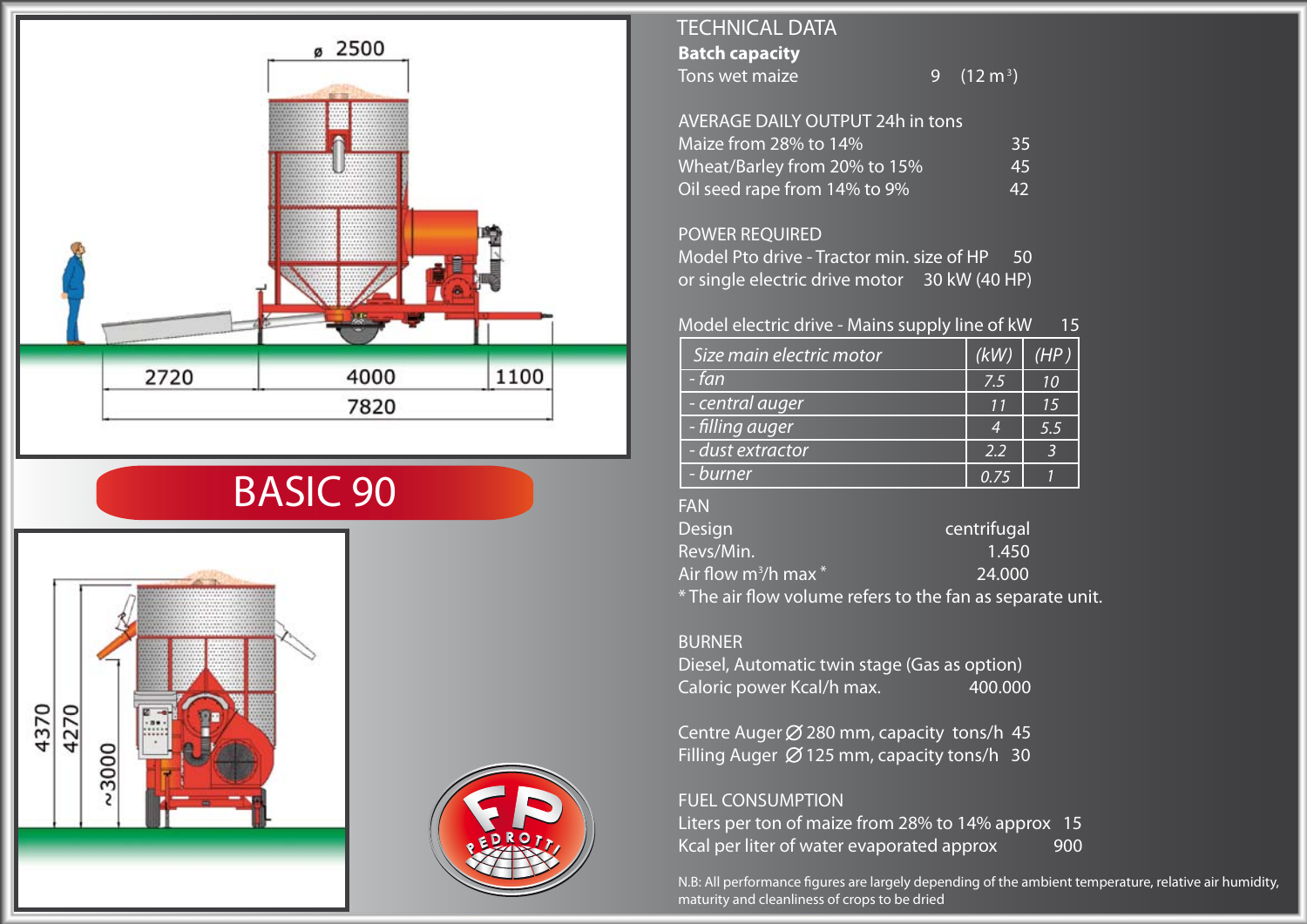# BASIC 90

## TECHNICAL DATA

**Batch capacity**

Tons wet maize 9 (12 m³)

### AVERAGE DAILY OUTPUT 24h in tons

| | |
|---|---|
| Maize from 28% to 14% | 35 |
| Wheat/Barley from 20% to 15% | 45 |
| Oil seed rape from 14% to 9% | 42 |

### POWER REQUIRED

Model Pto drive - Tractor min. size of HP 50

or single electric drive motor 30 kW (40 HP)

Model electric drive - Mains supply line of kW 15

| *Size main electric motor* | *(kW)* | *(HP)* |
|---|---|---|
| *- fan* | *7.5* | *10* |
| *- central auger* | *11* | *15* |
| *- filling auger* | *4* | *5.5* |
| *- dust extractor* | *2.2* | *3* |
| *- burner* | *0.75* | *1* |

### FAN

| | |
|---|---|
| Design | centrifugal |
| Revs/Min. | 1.450 |
| Air flow m³/h max * | 24.000 |

* The air flow volume refers to the fan as separate unit.

### BURNER

Diesel, Automatic twin stage (Gas as option)

Caloric power Kcal/h max. 400.000

Centre Auger ∅ 280 mm, capacity tons/h 45

Filling Auger ∅ 125 mm, capacity tons/h 30

### FUEL CONSUMPTION

Liters per ton of maize from 28% to 14% approx 15

Kcal per liter of water evaporated approx 900

N.B: All performance figures are largely depending of the ambient temperature, relative air humidity, maturity and cleanliness of crops to be dried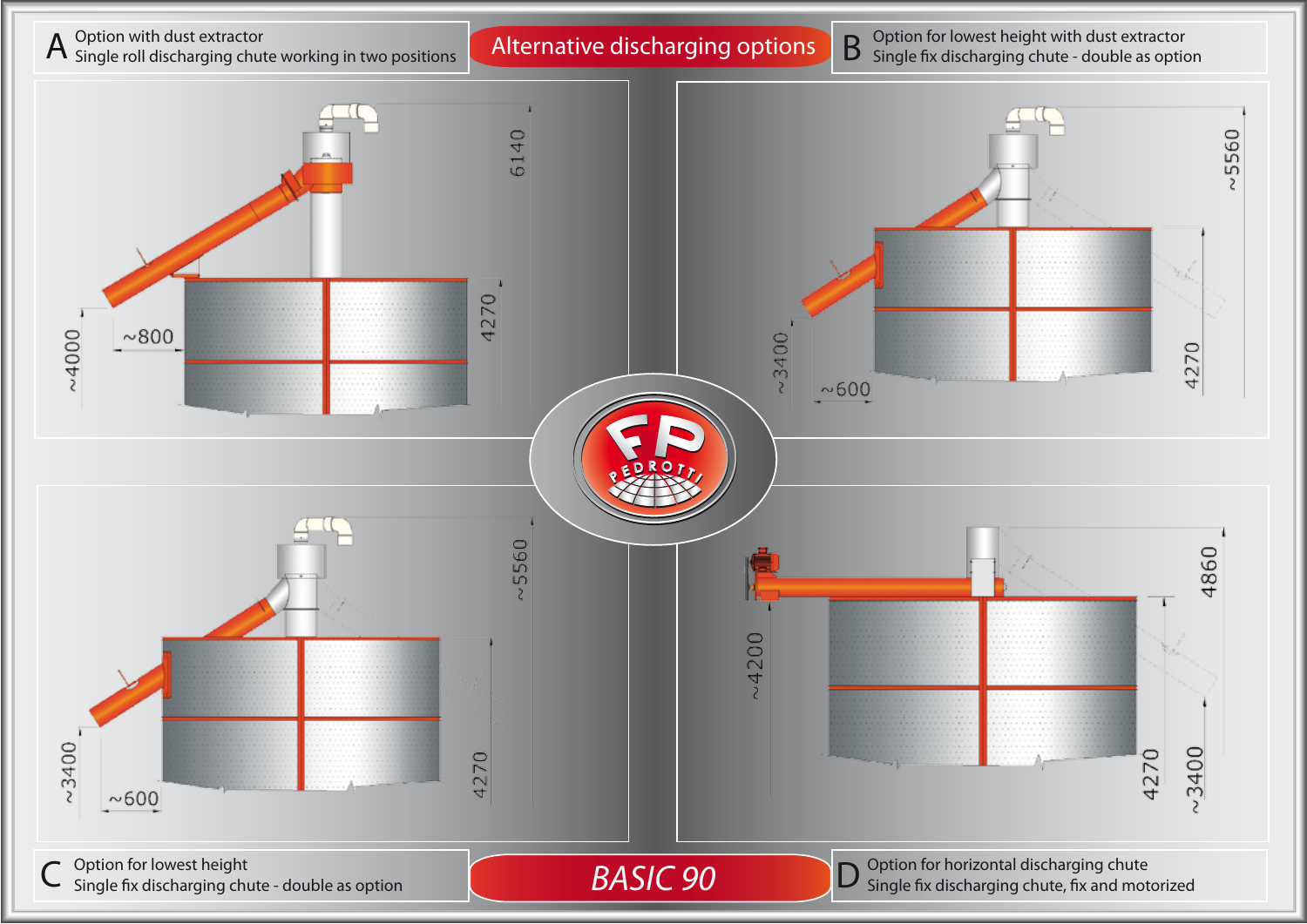# Alternative discharging options

**A** Option with dust extractor
Single roll discharging chute working in two positions

6140
4270
~4000
~800

**B** Option for lowest height with dust extractor
Single fix discharging chute - double as option

~5560
4270
~3400
~600

**C** Option for lowest height
Single fix discharging chute - double as option

~5560
4270
~3400
~600

**D** Option for horizontal discharging chute
Single fix discharging chute, fix and motorized

4860
~4200
4270
~3400

FP PEDROTTI

## BASIC 90